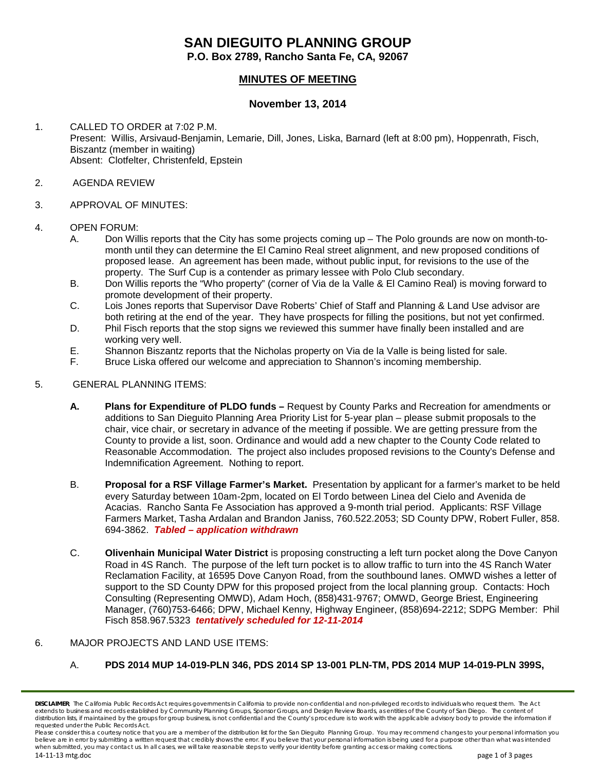# SAN DIEGUITO PLANNING GROUP

**P.O. Box 2789, Rancho Santa Fe, CA, 92067**

## MINUTES OF MEETING

### November 13, 2014

1. CALLED TO ORDER at 7:02 P.M.
   Present: Willis, Arsivaud-Benjamin, Lemarie, Dill, Jones, Liska, Barnard (left at 8:00 pm), Hoppenrath, Fisch, Biszantz (member in waiting)
   Absent: Clotfelter, Christenfeld, Epstein

2. AGENDA REVIEW

3. APPROVAL OF MINUTES:

4. OPEN FORUM:
   A. Don Willis reports that the City has some projects coming up – The Polo grounds are now on month-to-month until they can determine the El Camino Real street alignment, and new proposed conditions of proposed lease. An agreement has been made, without public input, for revisions to the use of the property. The Surf Cup is a contender as primary lessee with Polo Club secondary.
   B. Don Willis reports the "Who property" (corner of Via de la Valle & El Camino Real) is moving forward to promote development of their property.
   C. Lois Jones reports that Supervisor Dave Roberts' Chief of Staff and Planning & Land Use advisor are both retiring at the end of the year. They have prospects for filling the positions, but not yet confirmed.
   D. Phil Fisch reports that the stop signs we reviewed this summer have finally been installed and are working very well.
   E. Shannon Biszantz reports that the Nicholas property on Via de la Valle is being listed for sale.
   F. Bruce Liska offered our welcome and appreciation to Shannon's incoming membership.

5. GENERAL PLANNING ITEMS:

   **A. Plans for Expenditure of PLDO funds –** Request by County Parks and Recreation for amendments or additions to San Dieguito Planning Area Priority List for 5-year plan – please submit proposals to the chair, vice chair, or secretary in advance of the meeting if possible. We are getting pressure from the County to provide a list, soon. Ordinance and would add a new chapter to the County Code related to Reasonable Accommodation. The project also includes proposed revisions to the County's Defense and Indemnification Agreement. Nothing to report.

   B. **Proposal for a RSF Village Farmer's Market.** Presentation by applicant for a farmer's market to be held every Saturday between 10am-2pm, located on El Tordo between Linea del Cielo and Avenida de Acacias. Rancho Santa Fe Association has approved a 9-month trial period. Applicants: RSF Village Farmers Market, Tasha Ardalan and Brandon Janiss, 760.522.2053; SD County DPW, Robert Fuller, 858. 694-3862. ***Tabled – application withdrawn***

   C. **Olivenhain Municipal Water District** is proposing constructing a left turn pocket along the Dove Canyon Road in 4S Ranch. The purpose of the left turn pocket is to allow traffic to turn into the 4S Ranch Water Reclamation Facility, at 16595 Dove Canyon Road, from the southbound lanes. OMWD wishes a letter of support to the SD County DPW for this proposed project from the local planning group. Contacts: Hoch Consulting (Representing OMWD), Adam Hoch, (858)431-9767; OMWD, George Briest, Engineering Manager, (760)753-6466; DPW, Michael Kenny, Highway Engineer, (858)694-2212; SDPG Member: Phil Fisch 858.967.5323 ***tentatively scheduled for 12-11-2014***

6. MAJOR PROJECTS AND LAND USE ITEMS:

   A. **PDS 2014 MUP 14-019-PLN 346, PDS 2014 SP 13-001 PLN-TM, PDS 2014 MUP 14-019-PLN 399S,**

**DISCLAIMER**: The California Public Records Act requires governments in California to provide non-confidential and non-privileged records to individuals who request them. The Act extends to business and records established by Community Planning Groups, Sponsor Groups, and Design Review Boards, as entities of the County of San Diego. The content of distribution lists, if maintained by the groups for group business, is not confidential and the County's procedure is to work with the applicable advisory body to provide the information if requested under the Public Records Act.
Please consider this a courtesy notice that you are a member of the distribution list for the San Dieguito Planning Group. You may recommend changes to your personal information you believe are in error by submitting a written request that credibly shows the error. If you believe that your personal information is being used for a purpose other than what was intended when submitted, you may contact us. In all cases, we will take reasonable steps to verify your identity before granting access or making corrections.
14-11-13 mtg.doc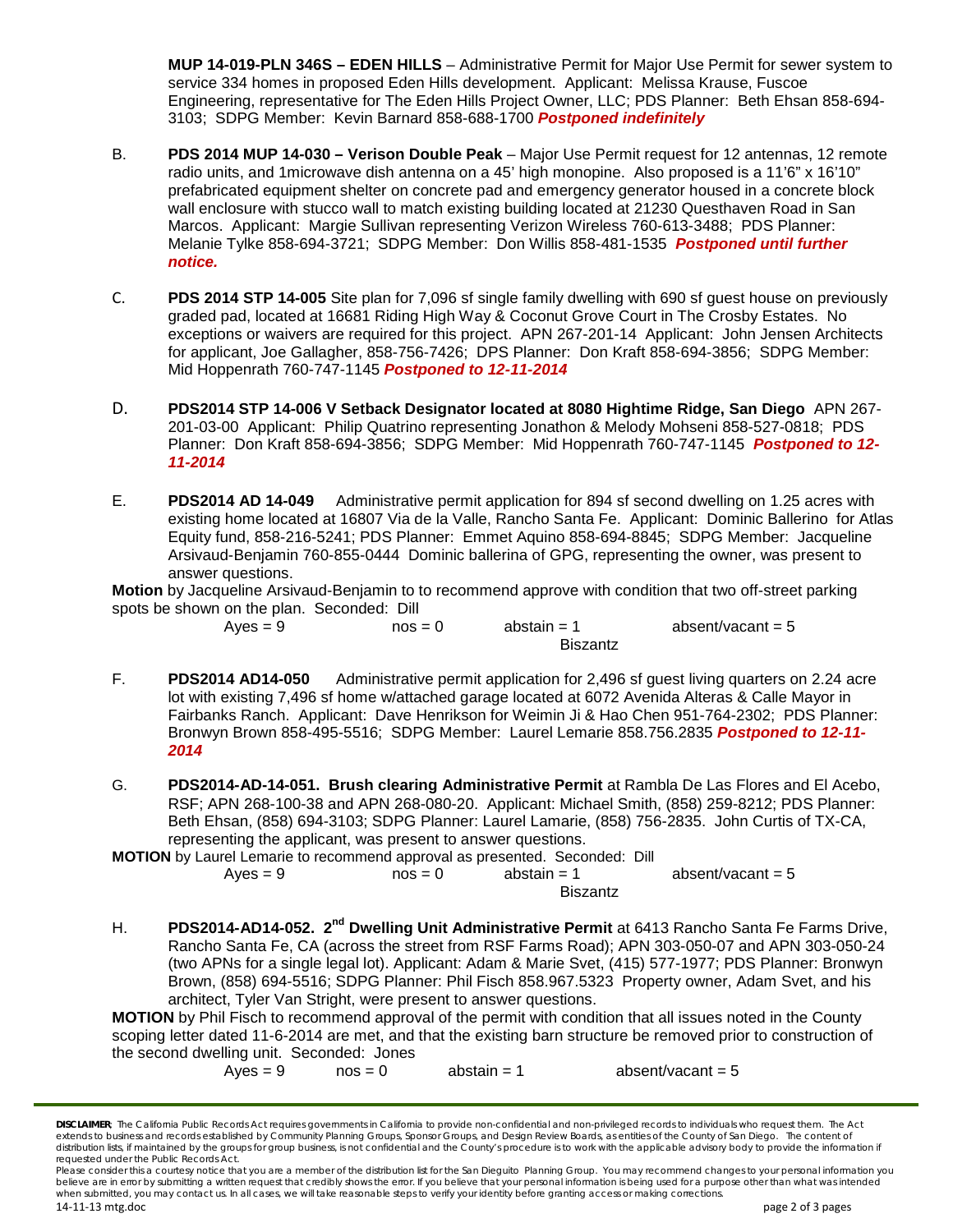**MUP 14-019-PLN 346S – EDEN HILLS** – Administrative Permit for Major Use Permit for sewer system to service 334 homes in proposed Eden Hills development. Applicant: Melissa Krause, Fuscoe Engineering, representative for The Eden Hills Project Owner, LLC; PDS Planner: Beth Ehsan 858-694-3103; SDPG Member: Kevin Barnard 858-688-1700 ***Postponed indefinitely***

B. **PDS 2014 MUP 14-030 – Verison Double Peak** – Major Use Permit request for 12 antennas, 12 remote radio units, and 1microwave dish antenna on a 45' high monopine. Also proposed is a 11'6" x 16'10" prefabricated equipment shelter on concrete pad and emergency generator housed in a concrete block wall enclosure with stucco wall to match existing building located at 21230 Questhaven Road in San Marcos. Applicant: Margie Sullivan representing Verizon Wireless 760-613-3488; PDS Planner: Melanie Tylke 858-694-3721; SDPG Member: Don Willis 858-481-1535 ***Postponed until further notice.***

C. **PDS 2014 STP 14-005** Site plan for 7,096 sf single family dwelling with 690 sf guest house on previously graded pad, located at 16681 Riding High Way & Coconut Grove Court in The Crosby Estates. No exceptions or waivers are required for this project. APN 267-201-14 Applicant: John Jensen Architects for applicant, Joe Gallagher, 858-756-7426; DPS Planner: Don Kraft 858-694-3856; SDPG Member: Mid Hoppenrath 760-747-1145 ***Postponed to 12-11-2014***

D. **PDS2014 STP 14-006 V Setback Designator located at 8080 Hightime Ridge, San Diego** APN 267-201-03-00 Applicant: Philip Quatrino representing Jonathon & Melody Mohseni 858-527-0818; PDS Planner: Don Kraft 858-694-3856; SDPG Member: Mid Hoppenrath 760-747-1145 ***Postponed to 12-11-2014***

E. **PDS2014 AD 14-049** Administrative permit application for 894 sf second dwelling on 1.25 acres with existing home located at 16807 Via de la Valle, Rancho Santa Fe. Applicant: Dominic Ballerino for Atlas Equity fund, 858-216-5241; PDS Planner: Emmet Aquino 858-694-8845; SDPG Member: Jacqueline Arsivaud-Benjamin 760-855-0444 Dominic ballerina of GPG, representing the owner, was present to answer questions.

**Motion** by Jacqueline Arsivaud-Benjamin to to recommend approve with condition that two off-street parking spots be shown on the plan. Seconded: Dill

Ayes = 9 nos = 0 abstain = 1 absent/vacant = 5
Biszantz

F. **PDS2014 AD14-050** Administrative permit application for 2,496 sf guest living quarters on 2.24 acre lot with existing 7,496 sf home w/attached garage located at 6072 Avenida Alteras & Calle Mayor in Fairbanks Ranch. Applicant: Dave Henrikson for Weimin Ji & Hao Chen 951-764-2302; PDS Planner: Bronwyn Brown 858-495-5516; SDPG Member: Laurel Lemarie 858.756.2835 ***Postponed to 12-11-2014***

G. **PDS2014-AD-14-051. Brush clearing Administrative Permit** at Rambla De Las Flores and El Acebo, RSF; APN 268-100-38 and APN 268-080-20. Applicant: Michael Smith, (858) 259-8212; PDS Planner: Beth Ehsan, (858) 694-3103; SDPG Planner: Laurel Lamarie, (858) 756-2835. John Curtis of TX-CA, representing the applicant, was present to answer questions.

**MOTION** by Laurel Lemarie to recommend approval as presented. Seconded: Dill

Ayes = 9 nos = 0 abstain = 1 absent/vacant = 5
Biszantz

H. **PDS2014-AD14-052. 2nd Dwelling Unit Administrative Permit** at 6413 Rancho Santa Fe Farms Drive, Rancho Santa Fe, CA (across the street from RSF Farms Road); APN 303-050-07 and APN 303-050-24 (two APNs for a single legal lot). Applicant: Adam & Marie Svet, (415) 577-1977; PDS Planner: Bronwyn Brown, (858) 694-5516; SDPG Planner: Phil Fisch 858.967.5323 Property owner, Adam Svet, and his architect, Tyler Van Stright, were present to answer questions.

**MOTION** by Phil Fisch to recommend approval of the permit with condition that all issues noted in the County scoping letter dated 11-6-2014 are met, and that the existing barn structure be removed prior to construction of the second dwelling unit. Seconded: Jones

Ayes = 9 nos = 0 abstain = 1 absent/vacant = 5

**DISCLAIMER**: The California Public Records Act requires governments in California to provide non-confidential and non-privileged records to individuals who request them. The Act extends to business and records established by Community Planning Groups, Sponsor Groups, and Design Review Boards, as entities of the County of San Diego. The content of distribution lists, if maintained by the groups for group business, is not confidential and the County's procedure is to work with the applicable advisory body to provide the information if requested under the Public Records Act.
Please consider this a courtesy notice that you are a member of the distribution list for the San Dieguito Planning Group. You may recommend changes to your personal information you believe are in error by submitting a written request that credibly shows the error. If you believe that your personal information is being used for a purpose other than what was intended when submitted, you may contact us. In all cases, we will take reasonable steps to verify your identity before granting access or making corrections.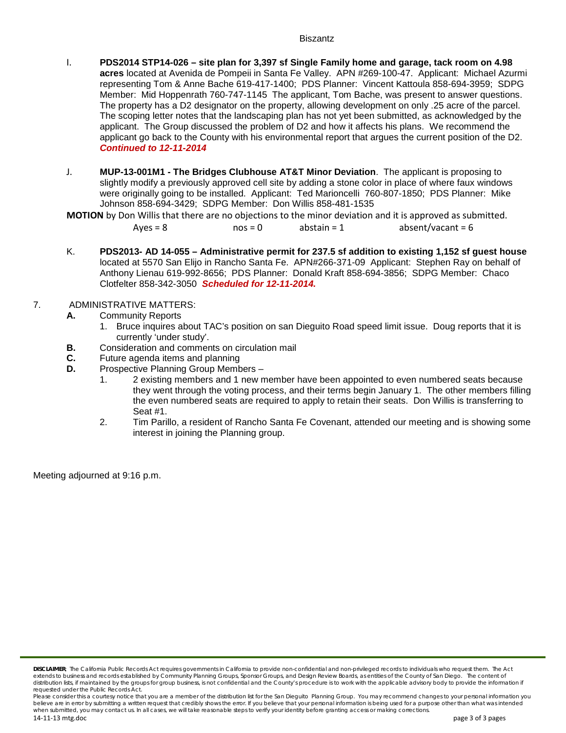Biszantz

I. **PDS2014 STP14-026 – site plan for 3,397 sf Single Family home and garage, tack room on 4.98 acres** located at Avenida de Pompeii in Santa Fe Valley. APN #269-100-47. Applicant: Michael Azurmi representing Tom & Anne Bache 619-417-1400; PDS Planner: Vincent Kattoula 858-694-3959; SDPG Member: Mid Hoppenrath 760-747-1145 The applicant, Tom Bache, was present to answer questions. The property has a D2 designator on the property, allowing development on only .25 acre of the parcel. The scoping letter notes that the landscaping plan has not yet been submitted, as acknowledged by the applicant. The Group discussed the problem of D2 and how it affects his plans. We recommend the applicant go back to the County with his environmental report that argues the current position of the D2. ***Continued to 12-11-2014***

J. **MUP-13-001M1 - The Bridges Clubhouse AT&T Minor Deviation**. The applicant is proposing to slightly modify a previously approved cell site by adding a stone color in place of where faux windows were originally going to be installed. Applicant: Ted Marioncelli 760-807-1850; PDS Planner: Mike Johnson 858-694-3429; SDPG Member: Don Willis 858-481-1535

**MOTION** by Don Willis that there are no objections to the minor deviation and it is approved as submitted.

Ayes = 8 nos = 0 abstain = 1 absent/vacant = 6

K. **PDS2013- AD 14-055 – Administrative permit for 237.5 sf addition to existing 1,152 sf guest house** located at 5570 San Elijo in Rancho Santa Fe. APN#266-371-09 Applicant: Stephen Ray on behalf of Anthony Lienau 619-992-8656; PDS Planner: Donald Kraft 858-694-3856; SDPG Member: Chaco Clotfelter 858-342-3050 ***Scheduled for 12-11-2014.***

7. ADMINISTRATIVE MATTERS:

**A.** Community Reports

1. Bruce inquires about TAC's position on san Dieguito Road speed limit issue. Doug reports that it is currently 'under study'.

**B.** Consideration and comments on circulation mail

**C.** Future agenda items and planning

**D.** Prospective Planning Group Members –

1. 2 existing members and 1 new member have been appointed to even numbered seats because they went through the voting process, and their terms begin January 1. The other members filling the even numbered seats are required to apply to retain their seats. Don Willis is transferring to Seat #1.
2. Tim Parillo, a resident of Rancho Santa Fe Covenant, attended our meeting and is showing some interest in joining the Planning group.

Meeting adjourned at 9:16 p.m.

**DISCLAIMER**: The California Public Records Act requires governments in California to provide non-confidential and non-privileged records to individuals who request them. The Act extends to business and records established by Community Planning Groups, Sponsor Groups, and Design Review Boards, as entities of the County of San Diego. The content of distribution lists, if maintained by the groups for group business, is not confidential and the County's procedure is to work with the applicable advisory body to provide the information if requested under the Public Records Act.

Please consider this a courtesy notice that you are a member of the distribution list for the San Dieguito Planning Group. You may recommend changes to your personal information you believe are in error by submitting a written request that credibly shows the error. If you believe that your personal information is being used for a purpose other than what was intended when submitted, you may contact us. In all cases, we will take reasonable steps to verify your identity before granting access or making corrections.

14-11-13 mtg.doc